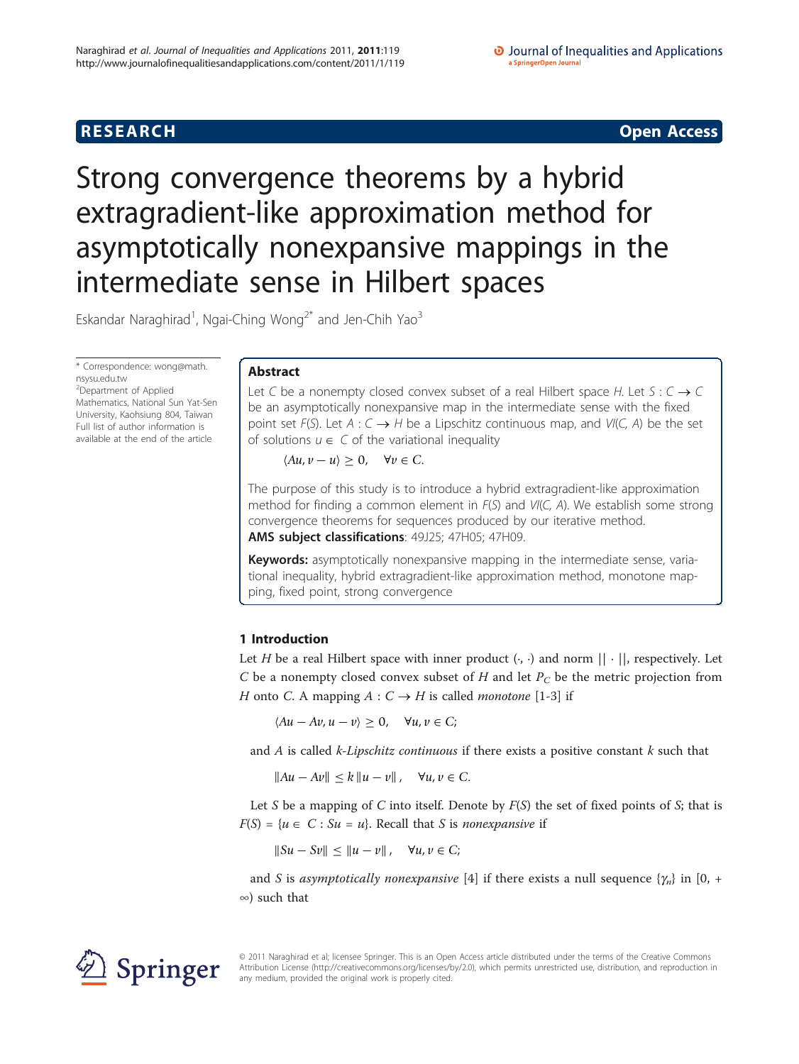**RESEARCH** **Open Access**

# Strong convergence theorems by a hybrid extragradient-like approximation method for asymptotically nonexpansive mappings in the intermediate sense in Hilbert spaces

Eskandar Naraghirad[1], Ngai-Ching Wong[2*] and Jen-Chih Yao[3]

\* Correspondence: wong@math.nsysu.edu.tw
[2]Department of Applied Mathematics, National Sun Yat-Sen University, Kaohsiung 804, Taiwan
Full list of author information is available at the end of the article

## Abstract

Let $C$ be a nonempty closed convex subset of a real Hilbert space $H$. Let $S : C \to C$ be an asymptotically nonexpansive map in the intermediate sense with the fixed point set $F(S)$. Let $A : C \to H$ be a Lipschitz continuous map, and $VI(C, A)$ be the set of solutions $u \in C$ of the variational inequality

$$\langle Au, v - u \rangle \geq 0, \quad \forall v \in C.$$

The purpose of this study is to introduce a hybrid extragradient-like approximation method for finding a common element in $F(S)$ and $VI(C, A)$. We establish some strong convergence theorems for sequences produced by our iterative method.

**AMS subject classifications**: 49J25; 47H05; 47H09.

**Keywords:** asymptotically nonexpansive mapping in the intermediate sense, variational inequality, hybrid extragradient-like approximation method, monotone mapping, fixed point, strong convergence

## 1 Introduction

Let $H$ be a real Hilbert space with inner product $\langle\cdot, \cdot\rangle$ and norm $\|\cdot\|$, respectively. Let $C$ be a nonempty closed convex subset of $H$ and let $P_C$ be the metric projection from $H$ onto $C$. A mapping $A : C \to H$ is called *monotone* [1-3] if

$$\langle Au - Av, u - v \rangle \geq 0, \quad \forall u, v \in C;$$

and $A$ is called *k-Lipschitz continuous* if there exists a positive constant $k$ such that

$$\|Au - Av\| \leq k \|u - v\|, \quad \forall u, v \in C.$$

Let $S$ be a mapping of $C$ into itself. Denote by $F(S)$ the set of fixed points of $S$; that is $F(S) = \{u \in C : Su = u\}$. Recall that $S$ is *nonexpansive* if

$$\|Su - Sv\| \leq \|u - v\|, \quad \forall u, v \in C;$$

and $S$ is *asymptotically nonexpansive* [4] if there exists a null sequence $\{\gamma_n\}$ in $[0, +\infty)$ such that

© 2011 Naraghirad et al; licensee Springer. This is an Open Access article distributed under the terms of the Creative Commons Attribution License (http://creativecommons.org/licenses/by/2.0), which permits unrestricted use, distribution, and reproduction in any medium, provided the original work is properly cited.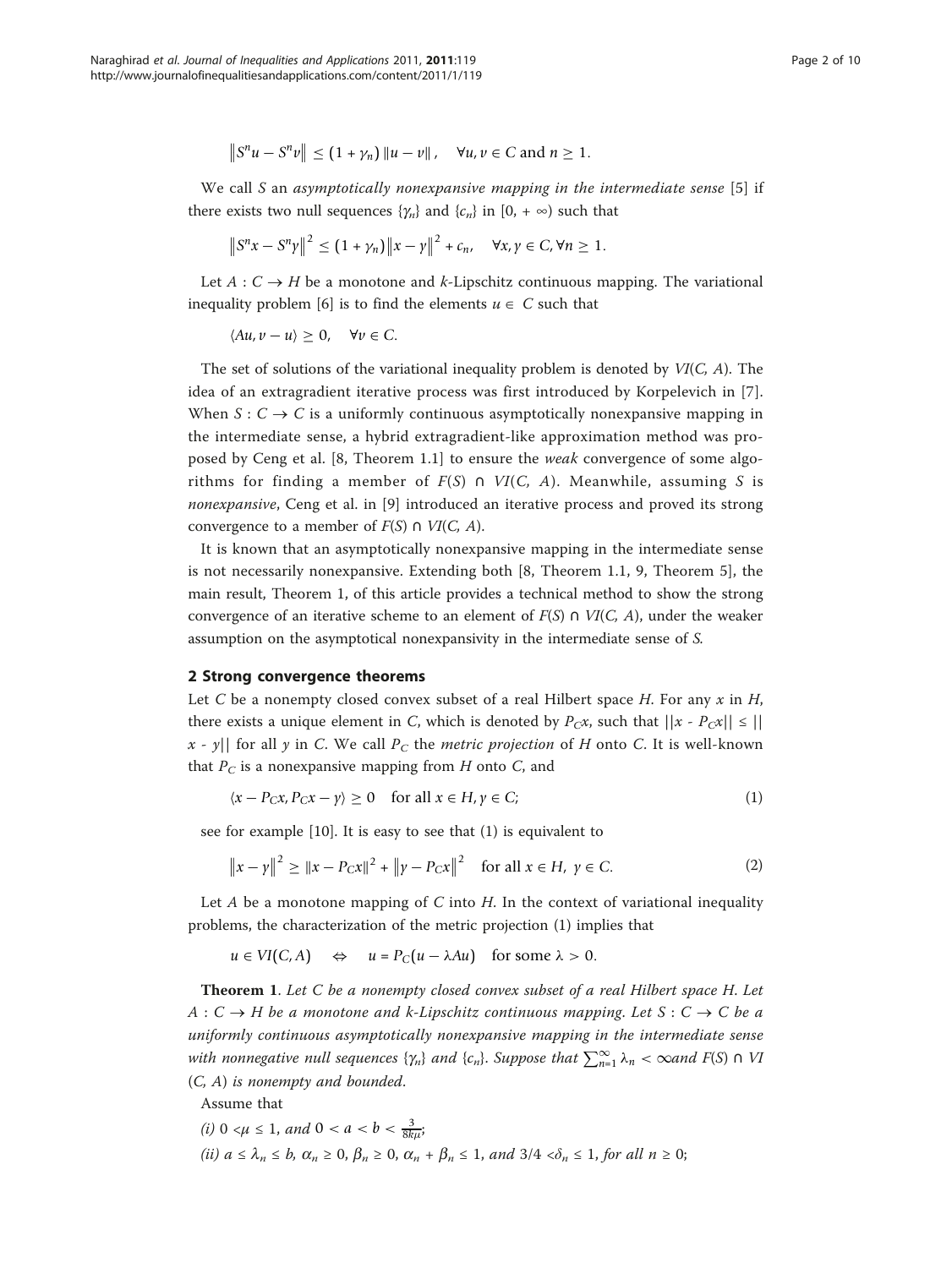$$\|S^n u - S^n v\| \leq (1 + \gamma_n) \|u - v\|, \quad \forall u, v \in C \text{ and } n \geq 1.$$

We call $S$ an *asymptotically nonexpansive mapping in the intermediate sense* [5] if there exists two null sequences $\{\gamma_n\}$ and $\{c_n\}$ in $[0, +\infty)$ such that

$$\|S^n x - S^n y\|^2 \leq (1 + \gamma_n)\|x - y\|^2 + c_n, \quad \forall x, y \in C, \forall n \geq 1.$$

Let $A : C \to H$ be a monotone and $k$-Lipschitz continuous mapping. The variational inequality problem [6] is to find the elements $u \in C$ such that

$$\langle Au, v - u \rangle \geq 0, \quad \forall v \in C.$$

The set of solutions of the variational inequality problem is denoted by $VI(C, A)$. The idea of an extragradient iterative process was first introduced by Korpelevich in [7]. When $S : C \to C$ is a uniformly continuous asymptotically nonexpansive mapping in the intermediate sense, a hybrid extragradient-like approximation method was proposed by Ceng et al. [8, Theorem 1.1] to ensure the *weak* convergence of some algorithms for finding a member of $F(S) \cap VI(C, A)$. Meanwhile, assuming $S$ is *nonexpansive*, Ceng et al. in [9] introduced an iterative process and proved its strong convergence to a member of $F(S) \cap VI(C, A)$.

It is known that an asymptotically nonexpansive mapping in the intermediate sense is not necessarily nonexpansive. Extending both [8, Theorem 1.1, 9, Theorem 5], the main result, Theorem 1, of this article provides a technical method to show the strong convergence of an iterative scheme to an element of $F(S) \cap VI(C, A)$, under the weaker assumption on the asymptotical nonexpansivity in the intermediate sense of $S$.

## 2 Strong convergence theorems

Let $C$ be a nonempty closed convex subset of a real Hilbert space $H$. For any $x$ in $H$, there exists a unique element in $C$, which is denoted by $P_C x$, such that $||x - P_C x|| \leq ||x - y||$ for all $y$ in $C$. We call $P_C$ the *metric projection* of $H$ onto $C$. It is well-known that $P_C$ is a nonexpansive mapping from $H$ onto $C$, and

$$\langle x - P_C x, P_C x - y \rangle \geq 0 \quad \text{for all } x \in H, y \in C; \tag{1}$$

see for example [10]. It is easy to see that (1) is equivalent to

$$\|x - y\|^2 \geq \|x - P_C x\|^2 + \|y - P_C x\|^2 \quad \text{for all } x \in H, \; y \in C. \tag{2}$$

Let $A$ be a monotone mapping of $C$ into $H$. In the context of variational inequality problems, the characterization of the metric projection (1) implies that

$$u \in VI(C, A) \quad \Leftrightarrow \quad u = P_C(u - \lambda Au) \quad \text{for some } \lambda > 0.$$

**Theorem 1**. *Let $C$ be a nonempty closed convex subset of a real Hilbert space $H$. Let $A : C \to H$ be a monotone and $k$-Lipschitz continuous mapping. Let $S : C \to C$ be a uniformly continuous asymptotically nonexpansive mapping in the intermediate sense with nonnegative null sequences $\{\gamma_n\}$ and $\{c_n\}$. Suppose that $\sum_{n=1}^{\infty} \lambda_n < \infty$ and $F(S) \cap VI(C, A)$ is nonempty and bounded.*

Assume that

*(i) $0 < \mu \leq 1$, and $0 < a < b < \frac{3}{8k\mu}$;*

*(ii) $a \leq \lambda_n \leq b$, $\alpha_n \geq 0$, $\beta_n \geq 0$, $\alpha_n + \beta_n \leq 1$, and $3/4 < \delta_n \leq 1$, for all $n \geq 0$;*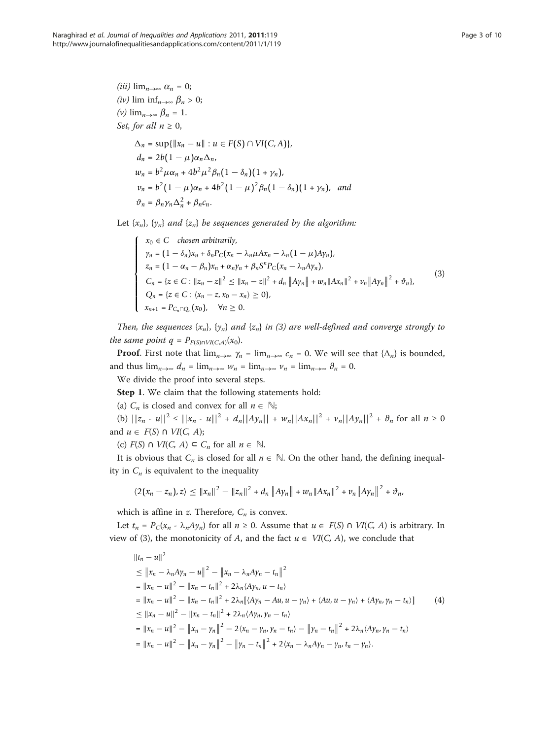*(iii)* $\lim_{n\to\infty} \alpha_n = 0$;

*(iv)* $\liminf_{n\to\infty} \beta_n > 0$;

*(v)* $\lim_{n\to\infty} \beta_n = 1$.

*Set, for all* $n \geq 0$,

$$\begin{aligned}
\Delta_n &= \sup\{\|x_n - u\| : u \in F(S) \cap VI(C, A)\},\\
d_n &= 2b(1-\mu)\alpha_n \Delta_n,\\
w_n &= b^2\mu\alpha_n + 4b^2\mu^2\beta_n(1-\delta_n)(1+\gamma_n),\\
v_n &= b^2(1-\mu)\alpha_n + 4b^2(1-\mu)^2\beta_n(1-\delta_n)(1+\gamma_n), \quad \text{and}\\
\vartheta_n &= \beta_n\gamma_n\Delta_n^2 + \beta_n c_n.
\end{aligned}$$

*Let* $\{x_n\}$, $\{y_n\}$ *and* $\{z_n\}$ *be sequences generated by the algorithm:*

$$\begin{cases}
x_0 \in C \quad \text{chosen arbitrarily,}\\
y_n = (1-\delta_n)x_n + \delta_n P_C(x_n - \lambda_n\mu Ax_n - \lambda_n(1-\mu)Ay_n),\\
z_n = (1-\alpha_n-\beta_n)x_n + \alpha_n y_n + \beta_n S^n P_C(x_n - \lambda_n Ay_n),\\
C_n = \{z \in C : \|z_n - z\|^2 \leq \|x_n - z\|^2 + d_n\|Ay_n\| + w_n\|Ax_n\|^2 + v_n\|Ay_n\|^2 + \vartheta_n\},\\
Q_n = \{z \in C : \langle x_n - z, x_0 - x_n\rangle \geq 0\},\\
x_{n+1} = P_{C_n\cap Q_n}(x_0), \quad \forall n \geq 0.
\end{cases} \tag{3}$$

*Then, the sequences* $\{x_n\}$, $\{y_n\}$ *and* $\{z_n\}$ *in (3) are well-defined and converge strongly to the same point* $q = P_{F(S)\cap VI(C,A)}(x_0)$.

**Proof**. First note that $\lim_{n\to\infty} \gamma_n = \lim_{n\to\infty} c_n = 0$. We will see that $\{\Delta_n\}$ is bounded, and thus $\lim_{n\to\infty} d_n = \lim_{n\to\infty} w_n = \lim_{n\to\infty} v_n = \lim_{n\to\infty} \vartheta_n = 0$.

We divide the proof into several steps.

**Step 1**. We claim that the following statements hold:

(a) $C_n$ is closed and convex for all $n \in \mathbb{N}$;

(b) $\|z_n - u\|^2 \leq \|x_n - u\|^2 + d_n\|Ay_n\| + w_n\|Ax_n\|^2 + v_n\|Ay_n\|^2 + \vartheta_n$ for all $n \geq 0$ and $u \in F(S) \cap VI(C, A)$;

(c) $F(S) \cap VI(C, A) \subset C_n$ for all $n \in \mathbb{N}$.

It is obvious that $C_n$ is closed for all $n \in \mathbb{N}$. On the other hand, the defining inequality in $C_n$ is equivalent to the inequality

$$\langle 2(x_n - z_n), z\rangle \leq \|x_n\|^2 - \|z_n\|^2 + d_n\|Ay_n\| + w_n\|Ax_n\|^2 + v_n\|Ay_n\|^2 + \vartheta_n,$$

which is affine in $z$. Therefore, $C_n$ is convex.

Let $t_n = P_C(x_n - \lambda_n Ay_n)$ for all $n \geq 0$. Assume that $u \in F(S) \cap VI(C, A)$ is arbitrary. In view of (3), the monotonicity of $A$, and the fact $u \in VI(C, A)$, we conclude that

$$\begin{aligned}
&\|t_n - u\|^2\\
&\leq \|x_n - \lambda_n Ay_n - u\|^2 - \|x_n - \lambda_n Ay_n - t_n\|^2\\
&= \|x_n - u\|^2 - \|x_n - t_n\|^2 + 2\lambda_n\langle Ay_n, u - t_n\rangle\\
&= \|x_n - u\|^2 - \|x_n - t_n\|^2 + 2\lambda_n[\langle Ay_n - Au, u - y_n\rangle + \langle Au, u - y_n\rangle + \langle Ay_n, y_n - t_n\rangle]\\
&\leq \|x_n - u\|^2 - \|x_n - t_n\|^2 + 2\lambda_n\langle Ay_n, y_n - t_n\rangle\\
&= \|x_n - u\|^2 - \|x_n - y_n\|^2 - 2\langle x_n - y_n, y_n - t_n\rangle - \|y_n - t_n\|^2 + 2\lambda_n\langle Ay_n, y_n - t_n\rangle\\
&= \|x_n - u\|^2 - \|x_n - y_n\|^2 - \|y_n - t_n\|^2 + 2\langle x_n - \lambda_n Ay_n - y_n, t_n - y_n\rangle.
\end{aligned} \tag{4}$$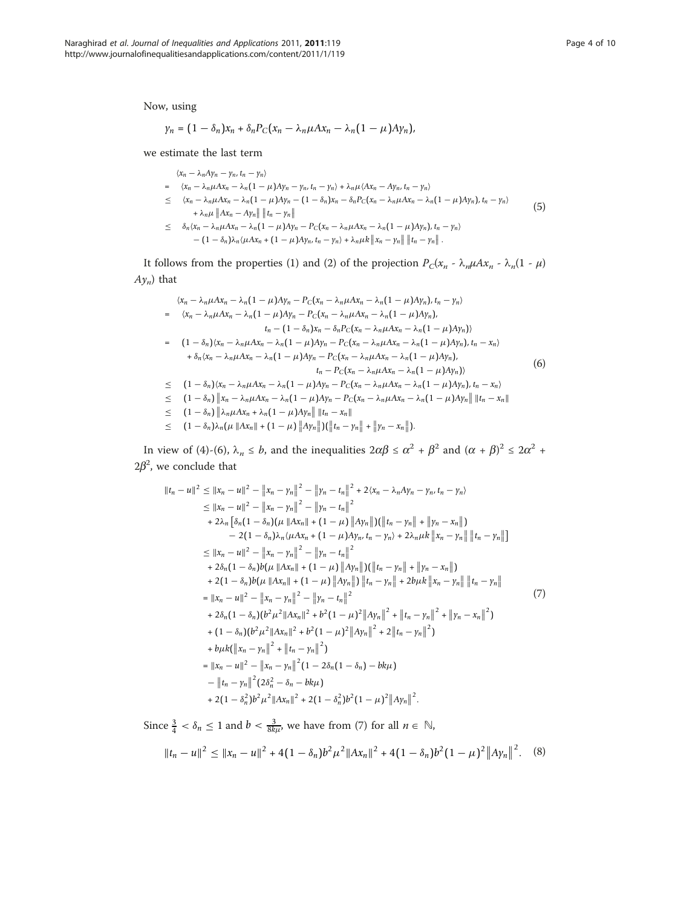Now, using

$$y_n = (1-\delta_n)x_n + \delta_n P_C(x_n - \lambda_n \mu A x_n - \lambda_n(1-\mu)Ay_n),$$

we estimate the last term

$$\begin{aligned}
&\langle x_n - \lambda_n A y_n - y_n, t_n - y_n\rangle \\
=\ & \langle x_n - \lambda_n\mu A x_n - \lambda_n(1-\mu)Ay_n - y_n, t_n - y_n\rangle + \lambda_n\mu\langle Ax_n - Ay_n, t_n - y_n\rangle \\
\le\ & \langle x_n - \lambda_n\mu A x_n - \lambda_n(1-\mu)Ay_n - (1-\delta_n)x_n - \delta_n P_C(x_n - \lambda_n\mu Ax_n - \lambda_n(1-\mu)Ay_n), t_n - y_n\rangle \\
& + \lambda_n\mu\left\|Ax_n - Ay_n\right\|\left\|t_n - y_n\right\| \\
\le\ & \delta_n\langle x_n - \lambda_n\mu Ax_n - \lambda_n(1-\mu)Ay_n - P_C(x_n - \lambda_n\mu Ax_n - \lambda_n(1-\mu)Ay_n), t_n - y_n\rangle \\
& - (1-\delta_n)\lambda_n\langle \mu Ax_n + (1-\mu)Ay_n, t_n - y_n\rangle + \lambda_n\mu k\left\|x_n - y_n\right\|\left\|t_n - y_n\right\|.
\end{aligned} \tag{5}$$

It follows from the properties (1) and (2) of the projection $P_C(x_n - \lambda_n\mu Ax_n - \lambda_n(1-\mu)Ay_n)$ that

$$\begin{aligned}
&\langle x_n - \lambda_n\mu Ax_n - \lambda_n(1-\mu)Ay_n - P_C(x_n - \lambda_n\mu Ax_n - \lambda_n(1-\mu)Ay_n), t_n - y_n\rangle \\
=\ & \langle x_n - \lambda_n\mu Ax_n - \lambda_n(1-\mu)Ay_n - P_C(x_n - \lambda_n\mu Ax_n - \lambda_n(1-\mu)Ay_n), \\
& \qquad t_n - (1-\delta_n)x_n - \delta_n P_C(x_n - \lambda_n\mu Ax_n - \lambda_n(1-\mu)Ay_n)\rangle \\
=\ & (1-\delta_n)\langle x_n - \lambda_n\mu Ax_n - \lambda_n(1-\mu)Ay_n - P_C(x_n - \lambda_n\mu Ax_n - \lambda_n(1-\mu)Ay_n), t_n - x_n\rangle \\
& + \delta_n\langle x_n - \lambda_n\mu Ax_n - \lambda_n(1-\mu)Ay_n - P_C(x_n - \lambda_n\mu Ax_n - \lambda_n(1-\mu)Ay_n), \\
& \qquad t_n - P_C(x_n - \lambda_n\mu Ax_n - \lambda_n(1-\mu)Ay_n)\rangle \\
\le\ & (1-\delta_n)\langle x_n - \lambda_n\mu Ax_n - \lambda_n(1-\mu)Ay_n - P_C(x_n - \lambda_n\mu Ax_n - \lambda_n(1-\mu)Ay_n), t_n - x_n\rangle \\
\le\ & (1-\delta_n)\left\|x_n - \lambda_n\mu Ax_n - \lambda_n(1-\mu)Ay_n - P_C(x_n - \lambda_n\mu Ax_n - \lambda_n(1-\mu)Ay_n)\right\|\left\|t_n - x_n\right\| \\
\le\ & (1-\delta_n)\left\|\lambda_n\mu Ax_n + \lambda_n(1-\mu)Ay_n\right\|\left\|t_n - x_n\right\| \\
\le\ & (1-\delta_n)\lambda_n(\mu\left\|Ax_n\right\| + (1-\mu)\left\|Ay_n\right\|)(\left\|t_n - y_n\right\| + \left\|y_n - x_n\right\|).
\end{aligned} \tag{6}$$

In view of (4)-(6), $\lambda_n \le b$, and the inequalities $2\alpha\beta \le \alpha^2 + \beta^2$ and $(\alpha+\beta)^2 \le 2\alpha^2 + 2\beta^2$, we conclude that

$$\begin{aligned}
\left\|t_n - u\right\|^2 &\le \left\|x_n - u\right\|^2 - \left\|x_n - y_n\right\|^2 - \left\|y_n - t_n\right\|^2 + 2\langle x_n - \lambda_n Ay_n - y_n, t_n - y_n\rangle \\
&\le \left\|x_n - u\right\|^2 - \left\|x_n - y_n\right\|^2 - \left\|y_n - t_n\right\|^2 \\
&\quad + 2\lambda_n\big[\delta_n(1-\delta_n)(\mu\left\|Ax_n\right\| + (1-\mu)\left\|Ay_n\right\|)(\left\|t_n - y_n\right\| + \left\|y_n - x_n\right\|) \\
&\quad - 2(1-\delta_n)\lambda_n\langle\mu Ax_n + (1-\mu)Ay_n, t_n - y_n\rangle + 2\lambda_n\mu k\left\|x_n - y_n\right\|\left\|t_n - y_n\right\|\big] \\
&\le \left\|x_n - u\right\|^2 - \left\|x_n - y_n\right\|^2 - \left\|y_n - t_n\right\|^2 \\
&\quad + 2\delta_n(1-\delta_n)b(\mu\left\|Ax_n\right\| + (1-\mu)\left\|Ay_n\right\|)(\left\|t_n - y_n\right\| + \left\|y_n - x_n\right\|) \\
&\quad + 2(1-\delta_n)b(\mu\left\|Ax_n\right\| + (1-\mu)\left\|Ay_n\right\|)\left\|t_n - y_n\right\| + 2b\mu k\left\|x_n - y_n\right\|\left\|t_n - y_n\right\| \\
&= \left\|x_n - u\right\|^2 - \left\|x_n - y_n\right\|^2 - \left\|y_n - t_n\right\|^2 \\
&\quad + 2\delta_n(1-\delta_n)(b^2\mu^2\left\|Ax_n\right\|^2 + b^2(1-\mu)^2\left\|Ay_n\right\|^2 + \left\|t_n - y_n\right\|^2 + \left\|y_n - x_n\right\|^2) \\
&\quad + (1-\delta_n)(b^2\mu^2\left\|Ax_n\right\|^2 + b^2(1-\mu)^2\left\|Ay_n\right\|^2 + 2\left\|t_n - y_n\right\|^2) \\
&\quad + b\mu k(\left\|x_n - y_n\right\|^2 + \left\|t_n - y_n\right\|^2) \\
&= \left\|x_n - u\right\|^2 - \left\|x_n - y_n\right\|^2(1 - 2\delta_n(1-\delta_n) - bk\mu) \\
&\quad - \left\|t_n - y_n\right\|^2(2\delta_n^2 - \delta_n - bk\mu) \\
&\quad + 2(1-\delta_n^2)b^2\mu^2\left\|Ax_n\right\|^2 + 2(1-\delta_n^2)b^2(1-\mu)^2\left\|Ay_n\right\|^2.
\end{aligned} \tag{7}$$

Since $\frac{3}{4} < \delta_n \le 1$ and $b < \frac{3}{8k\mu}$, we have from (7) for all $n \in \mathbb{N}$,

$$\left\|t_n - u\right\|^2 \le \left\|x_n - u\right\|^2 + 4(1-\delta_n)b^2\mu^2\left\|Ax_n\right\|^2 + 4(1-\delta_n)b^2(1-\mu)^2\left\|Ay_n\right\|^2. \tag{8}$$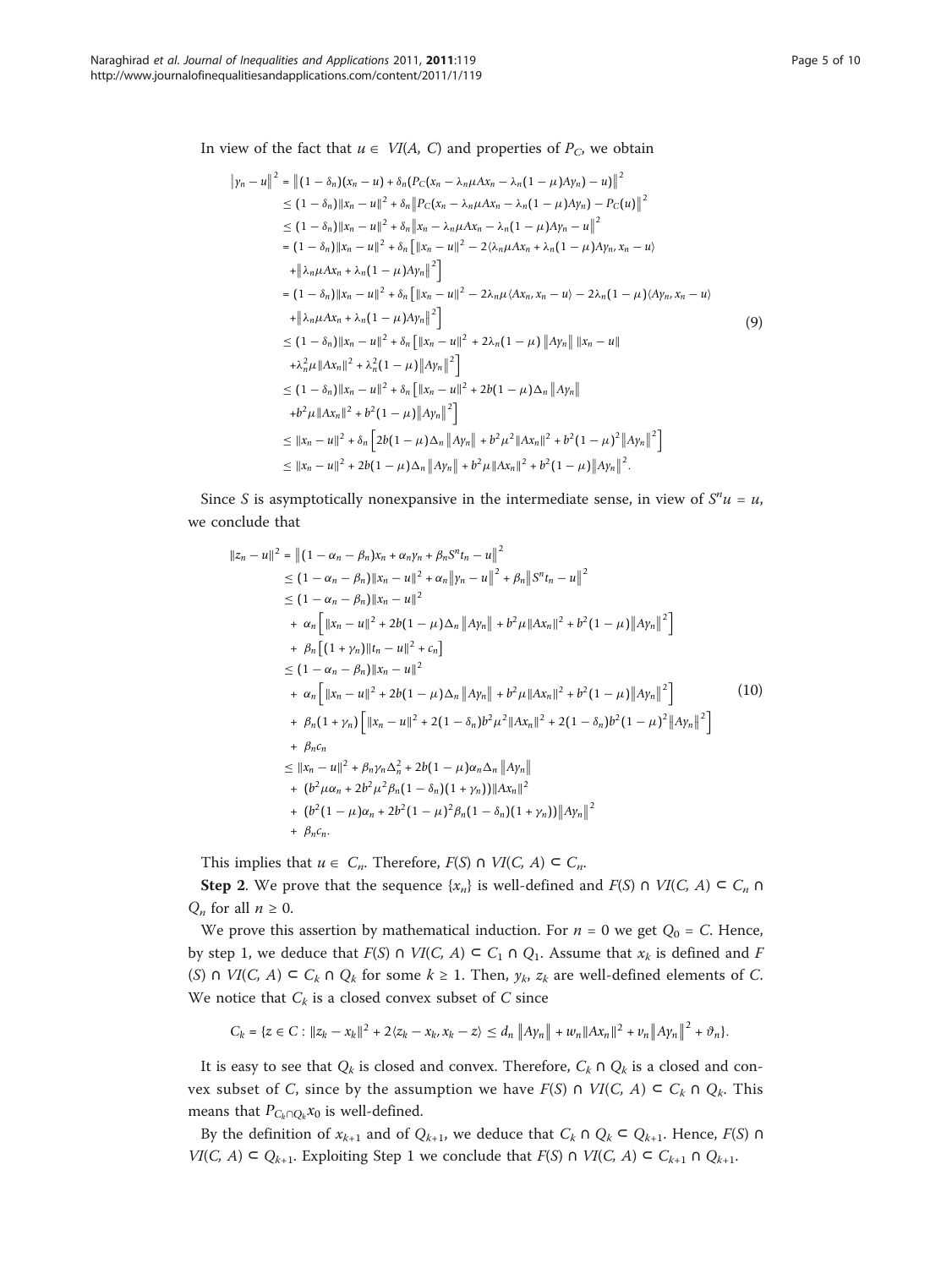In view of the fact that $u \in VI(A, C)$ and properties of $P_C$, we obtain

$$
\begin{aligned}
\|y_n - u\|^2 &= \left\|(1-\delta_n)(x_n - u) + \delta_n(P_C(x_n - \lambda_n \mu A x_n - \lambda_n(1-\mu)Ay_n) - u)\right\|^2 \\
&\le (1-\delta_n)\|x_n - u\|^2 + \delta_n \left\|P_C(x_n - \lambda_n \mu A x_n - \lambda_n(1-\mu)Ay_n) - P_C(u)\right\|^2 \\
&\le (1-\delta_n)\|x_n - u\|^2 + \delta_n \left\|x_n - \lambda_n \mu A x_n - \lambda_n(1-\mu)Ay_n - u\right\|^2 \\
&= (1-\delta_n)\|x_n - u\|^2 + \delta_n \Big[\|x_n - u\|^2 - 2\langle \lambda_n \mu A x_n + \lambda_n(1-\mu)Ay_n, x_n - u\rangle \\
&\quad + \left\|\lambda_n \mu A x_n + \lambda_n(1-\mu)Ay_n\right\|^2\Big] \\
&= (1-\delta_n)\|x_n - u\|^2 + \delta_n \Big[\|x_n - u\|^2 - 2\lambda_n \mu\langle Ax_n, x_n - u\rangle - 2\lambda_n(1-\mu)\langle Ay_n, x_n - u\rangle \\
&\quad + \left\|\lambda_n \mu A x_n + \lambda_n(1-\mu)Ay_n\right\|^2\Big] \\
&\le (1-\delta_n)\|x_n - u\|^2 + \delta_n \Big[\|x_n - u\|^2 + 2\lambda_n(1-\mu)\left\|Ay_n\right\| \|x_n - u\| \\
&\quad + \lambda_n^2 \mu \|Ax_n\|^2 + \lambda_n^2(1-\mu)\left\|Ay_n\right\|^2\Big] \\
&\le (1-\delta_n)\|x_n - u\|^2 + \delta_n \Big[\|x_n - u\|^2 + 2b(1-\mu)\Delta_n \left\|Ay_n\right\| \\
&\quad + b^2 \mu \|Ax_n\|^2 + b^2(1-\mu)\left\|Ay_n\right\|^2\Big] \\
&\le \|x_n - u\|^2 + \delta_n \Big[2b(1-\mu)\Delta_n \left\|Ay_n\right\| + b^2\mu^2\|Ax_n\|^2 + b^2(1-\mu)^2\left\|Ay_n\right\|^2\Big] \\
&\le \|x_n - u\|^2 + 2b(1-\mu)\Delta_n \left\|Ay_n\right\| + b^2\mu\|Ax_n\|^2 + b^2(1-\mu)\left\|Ay_n\right\|^2.
\end{aligned}
\tag{9}
$$

Since $S$ is asymptotically nonexpansive in the intermediate sense, in view of $S^n u = u$, we conclude that

$$
\begin{aligned}
\|z_n - u\|^2 &= \left\|(1-\alpha_n-\beta_n)x_n + \alpha_n y_n + \beta_n S^n t_n - u\right\|^2 \\
&\le (1-\alpha_n-\beta_n)\|x_n - u\|^2 + \alpha_n\left\|y_n - u\right\|^2 + \beta_n\left\|S^n t_n - u\right\|^2 \\
&\le (1-\alpha_n-\beta_n)\|x_n - u\|^2 \\
&\quad + \alpha_n\Big[\|x_n - u\|^2 + 2b(1-\mu)\Delta_n\left\|Ay_n\right\| + b^2\mu\|Ax_n\|^2 + b^2(1-\mu)\left\|Ay_n\right\|^2\Big] \\
&\quad + \beta_n\Big[(1+\gamma_n)\|t_n - u\|^2 + c_n\Big] \\
&\le (1-\alpha_n-\beta_n)\|x_n - u\|^2 \\
&\quad + \alpha_n\Big[\|x_n - u\|^2 + 2b(1-\mu)\Delta_n\left\|Ay_n\right\| + b^2\mu\|Ax_n\|^2 + b^2(1-\mu)\left\|Ay_n\right\|^2\Big] \\
&\quad + \beta_n(1+\gamma_n)\Big[\|x_n - u\|^2 + 2(1-\delta_n)b^2\mu^2\|Ax_n\|^2 + 2(1-\delta_n)b^2(1-\mu)^2\left\|Ay_n\right\|^2\Big] \\
&\quad + \beta_n c_n \\
&\le \|x_n - u\|^2 + \beta_n\gamma_n\Delta_n^2 + 2b(1-\mu)\alpha_n\Delta_n\left\|Ay_n\right\| \\
&\quad + (b^2\mu\alpha_n + 2b^2\mu^2\beta_n(1-\delta_n)(1+\gamma_n))\|Ax_n\|^2 \\
&\quad + (b^2(1-\mu)\alpha_n + 2b^2(1-\mu)^2\beta_n(1-\delta_n)(1+\gamma_n))\left\|Ay_n\right\|^2 \\
&\quad + \beta_n c_n.
\end{aligned}
\tag{10}
$$

This implies that $u \in C_n$. Therefore, $F(S) \cap VI(C, A) \subset C_n$.

**Step 2**. We prove that the sequence $\{x_n\}$ is well-defined and $F(S) \cap VI(C, A) \subset C_n \cap Q_n$ for all $n \ge 0$.

We prove this assertion by mathematical induction. For $n = 0$ we get $Q_0 = C$. Hence, by step 1, we deduce that $F(S) \cap VI(C, A) \subset C_1 \cap Q_1$. Assume that $x_k$ is defined and $F(S) \cap VI(C, A) \subset C_k \cap Q_k$ for some $k \ge 1$. Then, $y_k$, $z_k$ are well-defined elements of $C$. We notice that $C_k$ is a closed convex subset of $C$ since

$$C_k = \{z \in C : \|z_k - x_k\|^2 + 2\langle z_k - x_k, x_k - z\rangle \le d_n\left\|Ay_n\right\| + w_n\|Ax_n\|^2 + v_n\left\|Ay_n\right\|^2 + \vartheta_n\}.$$

It is easy to see that $Q_k$ is closed and convex. Therefore, $C_k \cap Q_k$ is a closed and convex subset of $C$, since by the assumption we have $F(S) \cap VI(C, A) \subset C_k \cap Q_k$. This means that $P_{C_k \cap Q_k} x_0$ is well-defined.

By the definition of $x_{k+1}$ and of $Q_{k+1}$, we deduce that $C_k \cap Q_k \subset Q_{k+1}$. Hence, $F(S) \cap VI(C, A) \subset Q_{k+1}$. Exploiting Step 1 we conclude that $F(S) \cap VI(C, A) \subset C_{k+1} \cap Q_{k+1}$.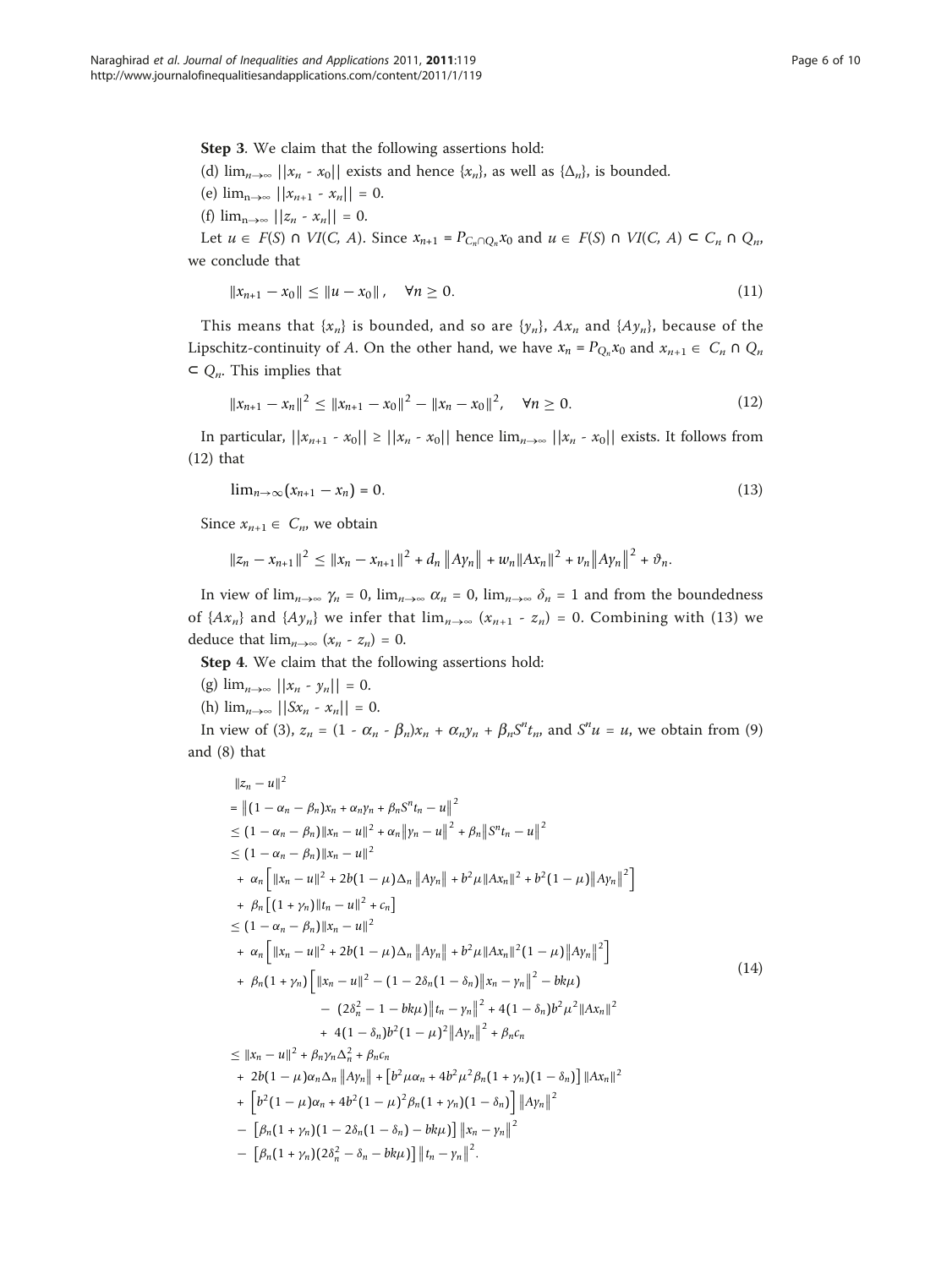**Step 3**. We claim that the following assertions hold:

(d) $\lim_{n\to\infty} ||x_n - x_0||$ exists and hence $\{x_n\}$, as well as $\{\Delta_n\}$, is bounded.

(e) $\lim_{n\to\infty} ||x_{n+1} - x_n|| = 0$.

(f) $\lim_{n\to\infty} ||z_n - x_n|| = 0$.

Let $u \in F(S) \cap VI(C, A)$. Since $x_{n+1} = P_{C_n \cap Q_n} x_0$ and $u \in F(S) \cap VI(C, A) \subset C_n \cap Q_n$, we conclude that

$$\|x_{n+1} - x_0\| \leq \|u - x_0\|, \quad \forall n \geq 0. \tag{11}$$

This means that $\{x_n\}$ is bounded, and so are $\{y_n\}$, $Ax_n$ and $\{Ay_n\}$, because of the Lipschitz-continuity of $A$. On the other hand, we have $x_n = P_{Q_n} x_0$ and $x_{n+1} \in C_n \cap Q_n \subset Q_n$. This implies that

$$\|x_{n+1} - x_n\|^2 \leq \|x_{n+1} - x_0\|^2 - \|x_n - x_0\|^2, \quad \forall n \geq 0. \tag{12}$$

In particular, $||x_{n+1} - x_0|| \geq ||x_n - x_0||$ hence $\lim_{n\to\infty} ||x_n - x_0||$ exists. It follows from (12) that

$$\lim_{n\to\infty}(x_{n+1} - x_n) = 0. \tag{13}$$

Since $x_{n+1} \in C_n$, we obtain

$$\|z_n - x_{n+1}\|^2 \leq \|x_n - x_{n+1}\|^2 + d_n \left\|Ay_n\right\| + w_n \|Ax_n\|^2 + v_n \left\|Ay_n\right\|^2 + \vartheta_n.$$

In view of $\lim_{n\to\infty} \gamma_n = 0$, $\lim_{n\to\infty} \alpha_n = 0$, $\lim_{n\to\infty} \delta_n = 1$ and from the boundedness of $\{Ax_n\}$ and $\{Ay_n\}$ we infer that $\lim_{n\to\infty} (x_{n+1} - z_n) = 0$. Combining with (13) we deduce that $\lim_{n\to\infty} (x_n - z_n) = 0$.

**Step 4**. We claim that the following assertions hold:

(g) $\lim_{n\to\infty} ||x_n - y_n|| = 0$.

(h) $\lim_{n\to\infty} ||Sx_n - x_n|| = 0$.

In view of (3), $z_n = (1 - \alpha_n - \beta_n)x_n + \alpha_n y_n + \beta_n S^n t_n$, and $S^n u = u$, we obtain from (9) and (8) that

$$\begin{aligned}
&\|z_n - u\|^2 \\
&= \left\|(1 - \alpha_n - \beta_n)x_n + \alpha_n y_n + \beta_n S^n t_n - u\right\|^2 \\
&\leq (1 - \alpha_n - \beta_n)\|x_n - u\|^2 + \alpha_n \left\|y_n - u\right\|^2 + \beta_n \left\|S^n t_n - u\right\|^2 \\
&\leq (1 - \alpha_n - \beta_n)\|x_n - u\|^2 \\
&\quad + \alpha_n \left[\|x_n - u\|^2 + 2b(1 - \mu)\Delta_n \left\|Ay_n\right\| + b^2\mu\|Ax_n\|^2 + b^2(1 - \mu)\left\|Ay_n\right\|^2\right] \\
&\quad + \beta_n \left[(1 + \gamma_n)\|t_n - u\|^2 + c_n\right] \\
&\leq (1 - \alpha_n - \beta_n)\|x_n - u\|^2 \\
&\quad + \alpha_n \left[\|x_n - u\|^2 + 2b(1 - \mu)\Delta_n \left\|Ay_n\right\| + b^2\mu\|Ax_n\|^2(1 - \mu)\left\|Ay_n\right\|^2\right] \\
&\quad + \beta_n(1 + \gamma_n)\Big[\|x_n - u\|^2 - (1 - 2\delta_n(1 - \delta_n)\left\|x_n - y_n\right\|^2 - bk\mu) \\
&\qquad\qquad - (2\delta_n^2 - 1 - bk\mu)\left\|t_n - y_n\right\|^2 + 4(1 - \delta_n)b^2\mu^2\|Ax_n\|^2 \\
&\qquad\qquad + 4(1 - \delta_n)b^2(1 - \mu)^2\left\|Ay_n\right\|^2 + \beta_n c_n \\
&\leq \|x_n - u\|^2 + \beta_n\gamma_n\Delta_n^2 + \beta_n c_n \\
&\quad + 2b(1 - \mu)\alpha_n\Delta_n \left\|Ay_n\right\| + \left[b^2\mu\alpha_n + 4b^2\mu^2\beta_n(1 + \gamma_n)(1 - \delta_n)\right]\|Ax_n\|^2 \\
&\quad + \left[b^2(1 - \mu)\alpha_n + 4b^2(1 - \mu)^2\beta_n(1 + \gamma_n)(1 - \delta_n)\right]\left\|Ay_n\right\|^2 \\
&\quad - \left[\beta_n(1 + \gamma_n)(1 - 2\delta_n(1 - \delta_n) - bk\mu)\right]\left\|x_n - y_n\right\|^2 \\
&\quad - \left[\beta_n(1 + \gamma_n)(2\delta_n^2 - \delta_n - bk\mu)\right]\left\|t_n - y_n\right\|^2.
\end{aligned} \tag{14}$$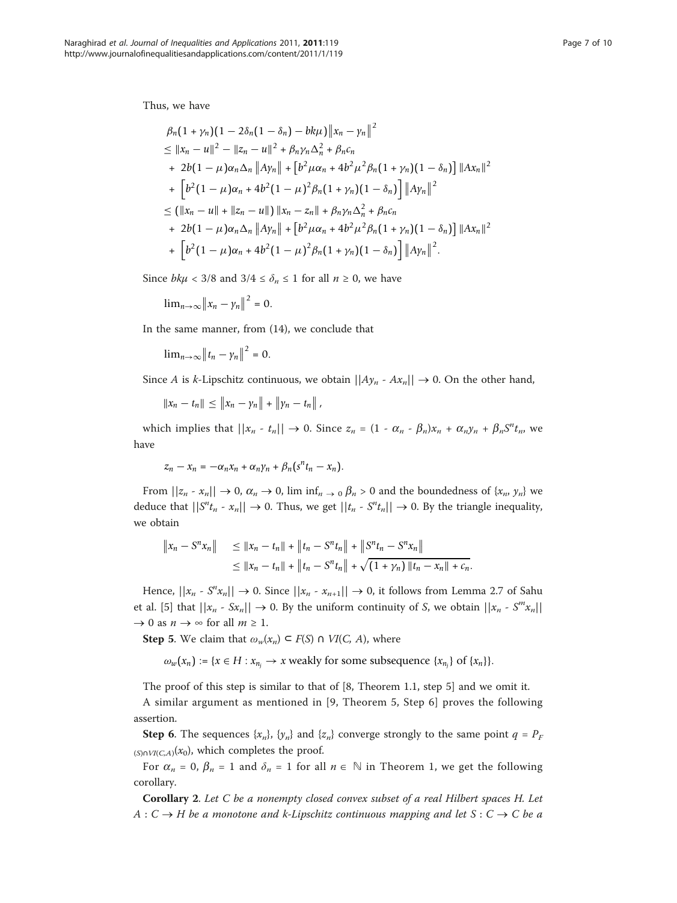Thus, we have

$$\begin{aligned}
&\beta_n(1+\gamma_n)(1-2\delta_n(1-\delta_n)-bk\mu)\|x_n-y_n\|^2 \\
&\le \|x_n-u\|^2-\|z_n-u\|^2+\beta_n\gamma_n\Delta_n^2+\beta_n c_n \\
&\quad + 2b(1-\mu)\alpha_n\Delta_n\|Ay_n\|+\left[b^2\mu\alpha_n+4b^2\mu^2\beta_n(1+\gamma_n)(1-\delta_n)\right]\|Ax_n\|^2 \\
&\quad + \left[b^2(1-\mu)\alpha_n+4b^2(1-\mu)^2\beta_n(1+\gamma_n)(1-\delta_n)\right]\|Ay_n\|^2 \\
&\le (\|x_n-u\|+\|z_n-u\|)\|x_n-z_n\|+\beta_n\gamma_n\Delta_n^2+\beta_n c_n \\
&\quad + 2b(1-\mu)\alpha_n\Delta_n\|Ay_n\|+\left[b^2\mu\alpha_n+4b^2\mu^2\beta_n(1+\gamma_n)(1-\delta_n)\right]\|Ax_n\|^2 \\
&\quad + \left[b^2(1-\mu)\alpha_n+4b^2(1-\mu)^2\beta_n(1+\gamma_n)(1-\delta_n)\right]\|Ay_n\|^2.
\end{aligned}$$

Since $bk\mu < 3/8$ and $3/4 \le \delta_n \le 1$ for all $n \ge 0$, we have

$$\lim_{n\to\infty}\|x_n-y_n\|^2 = 0.$$

In the same manner, from (14), we conclude that

$$\lim_{n\to\infty}\|t_n-y_n\|^2 = 0.$$

Since $A$ is $k$-Lipschitz continuous, we obtain $||Ay_n - Ax_n|| \to 0$. On the other hand,

$$\|x_n-t_n\| \le \|x_n-y_n\|+\|y_n-t_n\|,$$

which implies that $||x_n - t_n|| \to 0$. Since $z_n = (1 - \alpha_n - \beta_n)x_n + \alpha_n y_n + \beta_n S^n t_n$, we have

$$z_n - x_n = -\alpha_n x_n + \alpha_n y_n + \beta_n(s^n t_n - x_n).$$

From $||z_n - x_n|| \to 0$, $\alpha_n \to 0$, $\liminf_{n\to 0}\beta_n > 0$ and the boundedness of $\{x_n, y_n\}$ we deduce that $||S^n t_n - x_n|| \to 0$. Thus, we get $||t_n - S^n t_n|| \to 0$. By the triangle inequality, we obtain

$$\begin{aligned}
\|x_n-S^n x_n\| &\le \|x_n-t_n\|+\|t_n-S^n t_n\|+\|S^n t_n-S^n x_n\| \\
&\le \|x_n-t_n\|+\|t_n-S^n t_n\|+\sqrt{(1+\gamma_n)\|t_n-x_n\|+c_n}.
\end{aligned}$$

Hence, $||x_n - S^n x_n|| \to 0$. Since $||x_n - x_{n+1}|| \to 0$, it follows from Lemma 2.7 of Sahu et al. [5] that $||x_n - Sx_n|| \to 0$. By the uniform continuity of $S$, we obtain $||x_n - S^m x_n|| \to 0$ as $n \to \infty$ for all $m \ge 1$.

**Step 5**. We claim that $\omega_w(x_n) \subset F(S) \cap VI(C, A)$, where

$$\omega_w(x_n) := \{x \in H : x_{n_j} \to x \text{ weakly for some subsequence } \{x_{n_j}\} \text{ of } \{x_n\}\}.$$

The proof of this step is similar to that of [8, Theorem 1.1, step 5] and we omit it.

A similar argument as mentioned in [9, Theorem 5, Step 6] proves the following assertion.

**Step 6**. The sequences $\{x_n\}$, $\{y_n\}$ and $\{z_n\}$ converge strongly to the same point $q = P_{F(S)\cap VI(C,A)}(x_0)$, which completes the proof.

For $\alpha_n = 0$, $\beta_n = 1$ and $\delta_n = 1$ for all $n \in \mathbb{N}$ in Theorem 1, we get the following corollary.

**Corollary 2**. *Let $C$ be a nonempty closed convex subset of a real Hilbert spaces $H$. Let $A : C \to H$ be a monotone and $k$-Lipschitz continuous mapping and let $S : C \to C$ be a*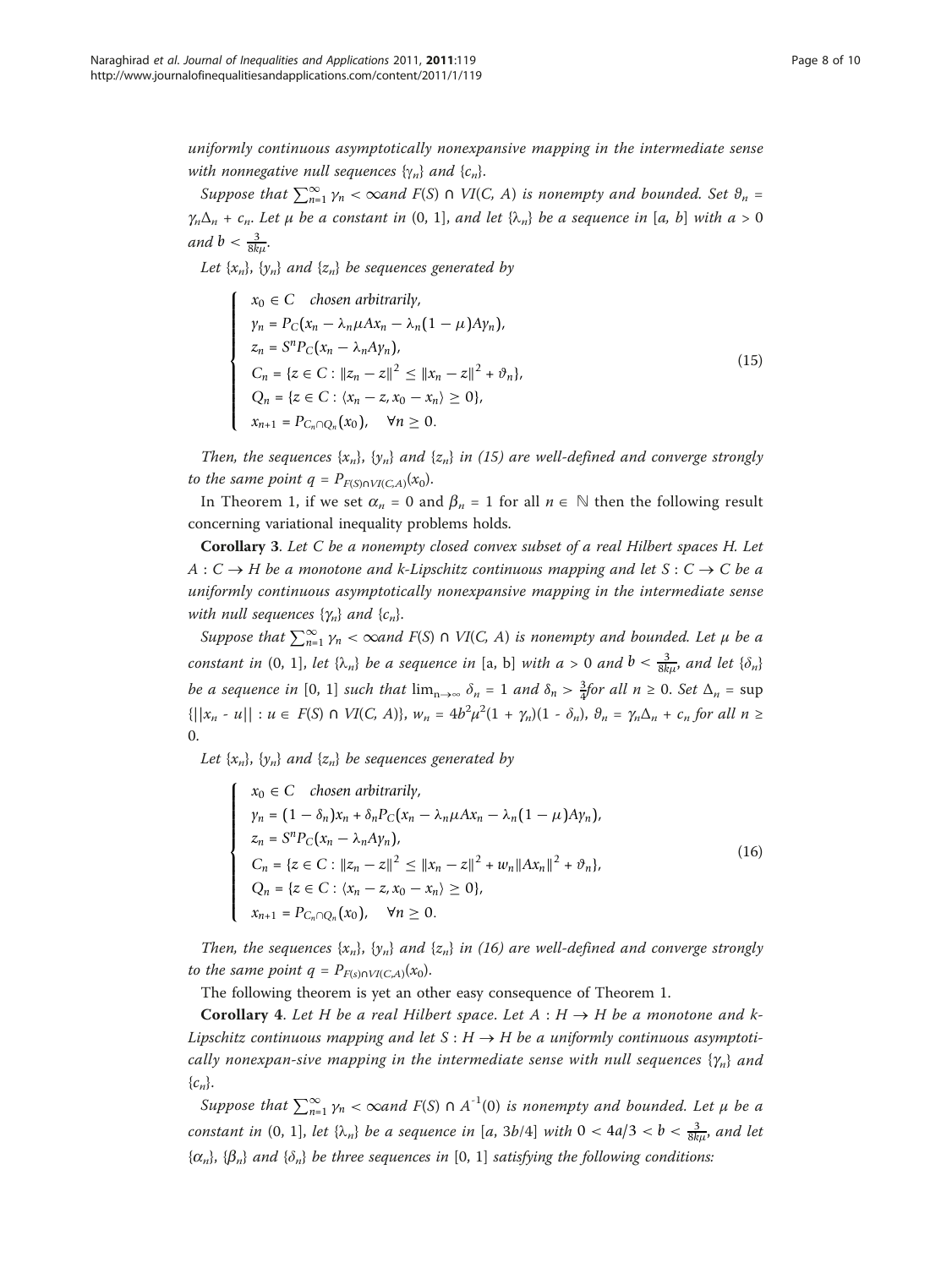*uniformly continuous asymptotically nonexpansive mapping in the intermediate sense with nonnegative null sequences* $\{\gamma_n\}$ *and* $\{c_n\}$.

*Suppose that* $\sum_{n=1}^{\infty} \gamma_n < \infty$*and* $F(S) \cap VI(C, A)$ *is nonempty and bounded. Set* $\vartheta_n = \gamma_n \Delta_n + c_n$. *Let* $\mu$ *be a constant in* $(0, 1]$, *and let* $\{\lambda_n\}$ *be a sequence in* $[a, b]$ *with* $a > 0$ *and* $b < \frac{3}{8k\mu}$.

*Let* $\{x_n\}$, $\{y_n\}$ *and* $\{z_n\}$ *be sequences generated by*

$$
\begin{cases}
x_0 \in C \quad \text{chosen arbitrarily}, \\
y_n = P_C(x_n - \lambda_n \mu A x_n - \lambda_n (1-\mu) A y_n), \\
z_n = S^n P_C(x_n - \lambda_n A y_n), \\
C_n = \{z \in C : \|z_n - z\|^2 \le \|x_n - z\|^2 + \vartheta_n\}, \\
Q_n = \{z \in C : \langle x_n - z, x_0 - x_n \rangle \ge 0\}, \\
x_{n+1} = P_{C_n \cap Q_n}(x_0), \quad \forall n \ge 0.
\end{cases}
\tag{15}
$$

*Then, the sequences* $\{x_n\}$, $\{y_n\}$ *and* $\{z_n\}$ *in (15) are well-defined and converge strongly to the same point* $q = P_{F(S) \cap VI(C,A)}(x_0)$.

In Theorem 1, if we set $\alpha_n = 0$ and $\beta_n = 1$ for all $n \in \mathbb{N}$ then the following result concerning variational inequality problems holds.

**Corollary 3**. *Let* $C$ *be a nonempty closed convex subset of a real Hilbert spaces* $H$. *Let* $A : C \to H$ *be a monotone and k-Lipschitz continuous mapping and let* $S : C \to C$ *be a uniformly continuous asymptotically nonexpansive mapping in the intermediate sense with null sequences* $\{\gamma_n\}$ *and* $\{c_n\}$.

*Suppose that* $\sum_{n=1}^{\infty} \gamma_n < \infty$*and* $F(S) \cap VI(C, A)$ *is nonempty and bounded. Let* $\mu$ *be a constant in* $(0, 1]$, *let* $\{\lambda_n\}$ *be a sequence in* $[a, b]$ *with* $a > 0$ *and* $b < \frac{3}{8k\mu}$, *and let* $\{\delta_n\}$ *be a sequence in* $[0, 1]$ *such that* $\lim_{n\to\infty} \delta_n = 1$ *and* $\delta_n > \frac{3}{4}$*for all* $n \ge 0$. *Set* $\Delta_n = \sup\{||x_n - u|| : u \in F(S) \cap VI(C, A)\}$, $w_n = 4b^2\mu^2(1 + \gamma_n)(1 - \delta_n)$, $\vartheta_n = \gamma_n \Delta_n + c_n$ *for all* $n \ge 0$.

*Let* $\{x_n\}$, $\{y_n\}$ *and* $\{z_n\}$ *be sequences generated by*

$$
\begin{cases}
x_0 \in C \quad \text{chosen arbitrarily}, \\
y_n = (1-\delta_n) x_n + \delta_n P_C(x_n - \lambda_n \mu A x_n - \lambda_n (1-\mu) A y_n), \\
z_n = S^n P_C(x_n - \lambda_n A y_n), \\
C_n = \{z \in C : \|z_n - z\|^2 \le \|x_n - z\|^2 + w_n \|A x_n\|^2 + \vartheta_n\}, \\
Q_n = \{z \in C : \langle x_n - z, x_0 - x_n \rangle \ge 0\}, \\
x_{n+1} = P_{C_n \cap Q_n}(x_0), \quad \forall n \ge 0.
\end{cases}
\tag{16}
$$

*Then, the sequences* $\{x_n\}$, $\{y_n\}$ *and* $\{z_n\}$ *in (16) are well-defined and converge strongly to the same point* $q = P_{F(s) \cap VI(C,A)}(x_0)$.

The following theorem is yet an other easy consequence of Theorem 1.

**Corollary 4**. *Let* $H$ *be a real Hilbert space. Let* $A : H \to H$ *be a monotone and k-Lipschitz continuous mapping and let* $S : H \to H$ *be a uniformly continuous asymptotically nonexpan-sive mapping in the intermediate sense with null sequences* $\{\gamma_n\}$ *and* $\{c_n\}$.

*Suppose that* $\sum_{n=1}^{\infty} \gamma_n < \infty$*and* $F(S) \cap A^{-1}(0)$ *is nonempty and bounded. Let* $\mu$ *be a constant in* $(0, 1]$, *let* $\{\lambda_n\}$ *be a sequence in* $[a, 3b/4]$ *with* $0 < 4a/3 < b < \frac{3}{8k\mu}$, *and let* $\{\alpha_n\}$, $\{\beta_n\}$ *and* $\{\delta_n\}$ *be three sequences in* $[0, 1]$ *satisfying the following conditions:*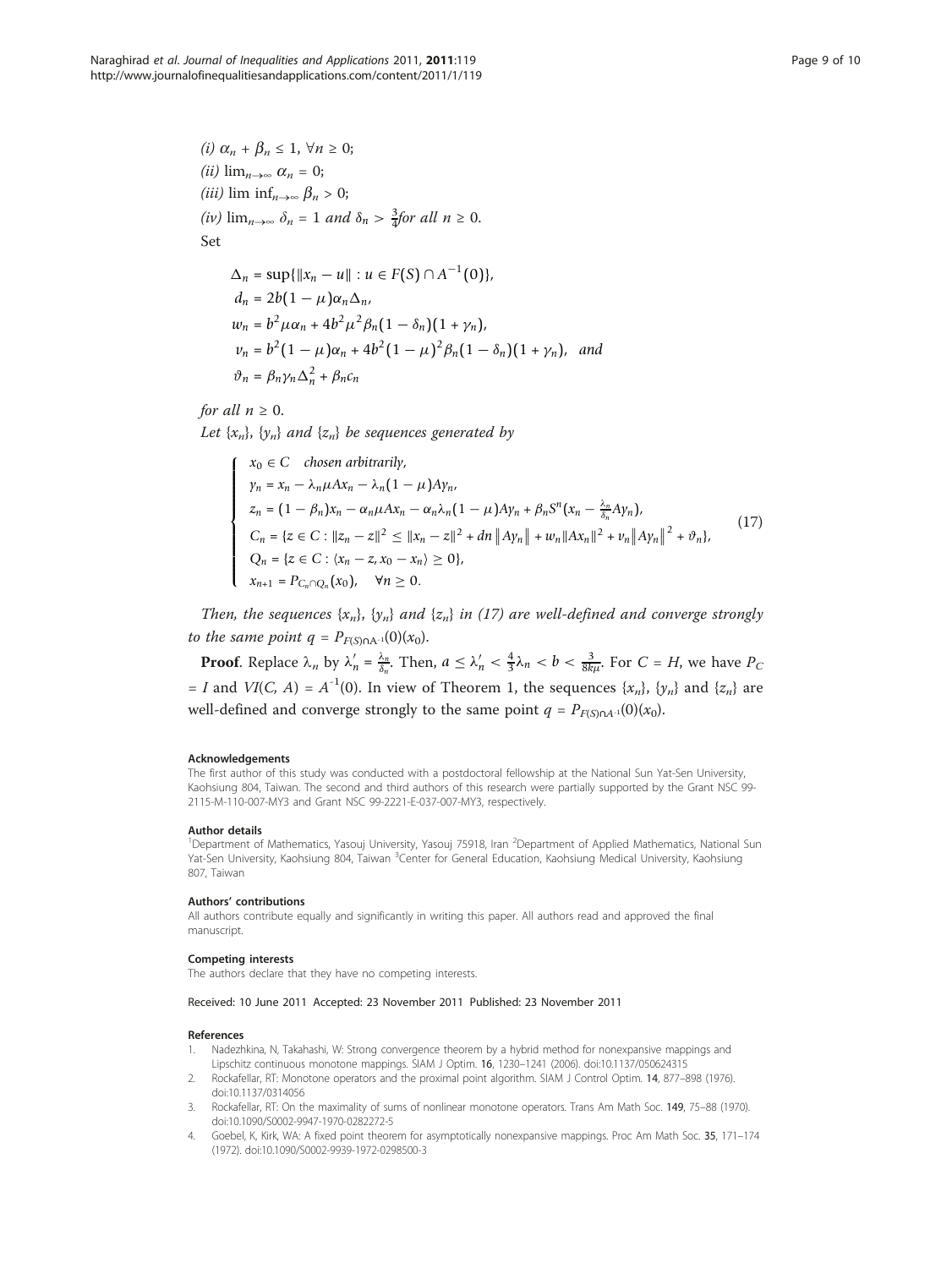*(i)* $\alpha_n + \beta_n \leq 1$, $\forall n \geq 0$;

*(ii)* $\lim_{n\to\infty} \alpha_n = 0$;

*(iii)* $\liminf_{n\to\infty} \beta_n > 0$;

*(iv)* $\lim_{n\to\infty} \delta_n = 1$ *and* $\delta_n > \frac{3}{4}$ *for all* $n \geq 0$.

Set

$$
\begin{aligned}
\Delta_n &= \sup\{\|x_n - u\| : u \in F(S) \cap A^{-1}(0)\},\\
d_n &= 2b(1-\mu)\alpha_n \Delta_n,\\
w_n &= b^2\mu\alpha_n + 4b^2\mu^2\beta_n(1-\delta_n)(1+\gamma_n),\\
v_n &= b^2(1-\mu)\alpha_n + 4b^2(1-\mu)^2\beta_n(1-\delta_n)(1+\gamma_n), \quad \text{and}\\
\vartheta_n &= \beta_n\gamma_n\Delta_n^2 + \beta_n c_n
\end{aligned}
$$

*for all* $n \geq 0$.

*Let* $\{x_n\}$, $\{y_n\}$ *and* $\{z_n\}$ *be sequences generated by*

$$
\begin{cases}
x_0 \in C \quad \text{chosen arbitrarily,}\\
y_n = x_n - \lambda_n\mu A x_n - \lambda_n(1-\mu)Ay_n,\\
z_n = (1-\beta_n)x_n - \alpha_n\mu A x_n - \alpha_n\lambda_n(1-\mu)Ay_n + \beta_n S^n(x_n - \frac{\lambda_n}{\delta_n}Ay_n),\\
C_n = \{z \in C : \|z_n - z\|^2 \leq \|x_n - z\|^2 + dn\left\|Ay_n\right\| + w_n\|Ax_n\|^2 + v_n\left\|Ay_n\right\|^2 + \vartheta_n\},\\
Q_n = \{z \in C : \langle x_n - z, x_0 - x_n\rangle \geq 0\},\\
x_{n+1} = P_{C_n \cap Q_n}(x_0), \quad \forall n \geq 0.
\end{cases}
\tag{17}
$$

*Then, the sequences* $\{x_n\}$, $\{y_n\}$ *and* $\{z_n\}$ *in (17) are well-defined and converge strongly to the same point* $q = P_{F(S)\cap A^{-1}}(0)(x_0)$.

**Proof**. Replace $\lambda_n$ by $\lambda_n' = \frac{\lambda_n}{\delta_n}$. Then, $a \leq \lambda_n' < \frac{4}{3}\lambda_n < b < \frac{3}{8k\mu}$. For $C = H$, we have $P_C = I$ and $VI(C, A) = A^{-1}(0)$. In view of Theorem 1, the sequences $\{x_n\}$, $\{y_n\}$ and $\{z_n\}$ are well-defined and converge strongly to the same point $q = P_{F(S)\cap A^{-1}}(0)(x_0)$.

#### Acknowledgements

The first author of this study was conducted with a postdoctoral fellowship at the National Sun Yat-Sen University, Kaohsiung 804, Taiwan. The second and third authors of this research were partially supported by the Grant NSC 99-2115-M-110-007-MY3 and Grant NSC 99-2221-E-037-007-MY3, respectively.

#### Author details

[1]Department of Mathematics, Yasouj University, Yasouj 75918, Iran [2]Department of Applied Mathematics, National Sun Yat-Sen University, Kaohsiung 804, Taiwan [3]Center for General Education, Kaohsiung Medical University, Kaohsiung 807, Taiwan

#### Authors' contributions

All authors contribute equally and significantly in writing this paper. All authors read and approved the final manuscript.

#### Competing interests

The authors declare that they have no competing interests.

Received: 10 June 2011 Accepted: 23 November 2011 Published: 23 November 2011

#### References

1. Nadezhkina, N, Takahashi, W: Strong convergence theorem by a hybrid method for nonexpansive mappings and Lipschitz continuous monotone mappings. SIAM J Optim. **16**, 1230–1241 (2006). doi:10.1137/050624315
2. Rockafellar, RT: Monotone operators and the proximal point algorithm. SIAM J Control Optim. **14**, 877–898 (1976). doi:10.1137/0314056
3. Rockafellar, RT: On the maximality of sums of nonlinear monotone operators. Trans Am Math Soc. **149**, 75–88 (1970). doi:10.1090/S0002-9947-1970-0282272-5
4. Goebel, K, Kirk, WA: A fixed point theorem for asymptotically nonexpansive mappings. Proc Am Math Soc. **35**, 171–174 (1972). doi:10.1090/S0002-9939-1972-0298500-3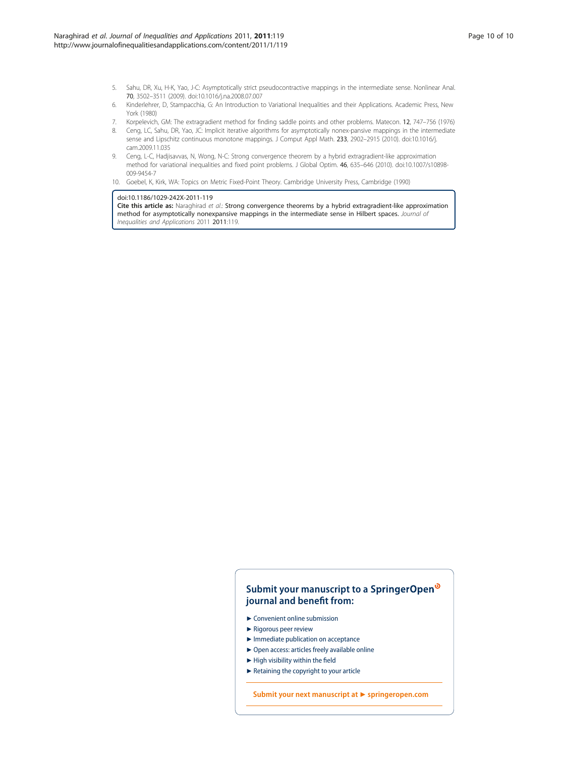5. Sahu, DR, Xu, H-K, Yao, J-C: Asymptotically strict pseudocontractive mappings in the intermediate sense. Nonlinear Anal. **70**, 3502–3511 (2009). doi:10.1016/j.na.2008.07.007
6. Kinderlehrer, D, Stampacchia, G: An Introduction to Variational Inequalities and their Applications. Academic Press, New York (1980)
7. Korpelevich, GM: The extragradient method for finding saddle points and other problems. Matecon. **12**, 747–756 (1976)
8. Ceng, LC, Sahu, DR, Yao, JC: Implicit iterative algorithms for asymptotically nonex-pansive mappings in the intermediate sense and Lipschitz continuous monotone mappings. J Comput Appl Math. **233**, 2902–2915 (2010). doi:10.1016/j.cam.2009.11.035
9. Ceng, L-C, Hadjisavvas, N, Wong, N-C: Strong convergence theorem by a hybrid extragradient-like approximation method for variational inequalities and fixed point problems. J Global Optim. **46**, 635–646 (2010). doi:10.1007/s10898-009-9454-7
10. Goebel, K, Kirk, WA: Topics on Metric Fixed-Point Theory. Cambridge University Press, Cambridge (1990)

doi:10.1186/1029-242X-2011-119
**Cite this article as:** Naraghirad *et al.*: Strong convergence theorems by a hybrid extragradient-like approximation method for asymptotically nonexpansive mappings in the intermediate sense in Hilbert spaces. *Journal of Inequalities and Applications* 2011 **2011**:119.

**Submit your manuscript to a SpringerOpen journal and benefit from:**

- ► Convenient online submission
- ► Rigorous peer review
- ► Immediate publication on acceptance
- ► Open access: articles freely available online
- ► High visibility within the field
- ► Retaining the copyright to your article

**Submit your next manuscript at ► springeropen.com**